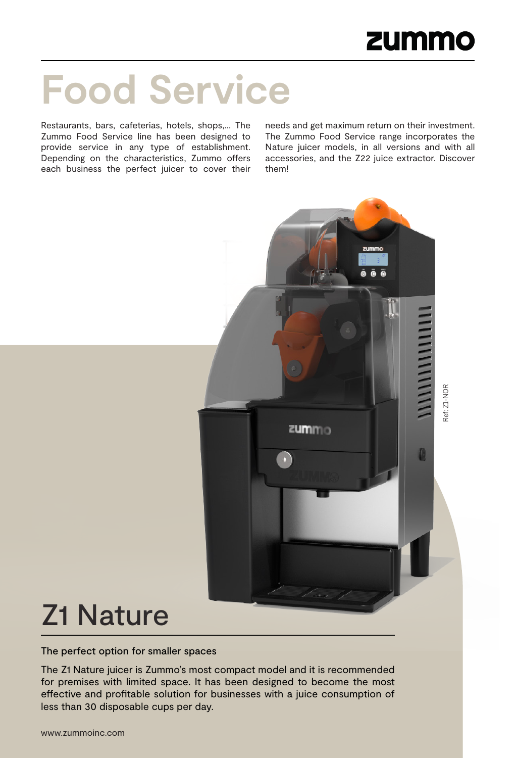zummo

# Food Service

Restaurants, bars, cafeterias, hotels, shops,... The Zummo Food Service line has been designed to provide service in any type of establishment. Depending on the characteristics, Zummo offers each business the perfect juicer to cover their needs and get maximum return on their investment. The Zummo Food Service range incorporates the Nature juicer models, in all versions and with all accessories, and the Z22 juice extractor. Discover them!

Ref: Z1-NOR

## Z1 Nature

### The perfect option for smaller spaces

The Z1 Nature juicer is Zummo's most compact model and it is recommended for premises with limited space. It has been designed to become the most effective and profitable solution for businesses with a juice consumption of less than 30 disposable cups per day.

www.zummoinc.com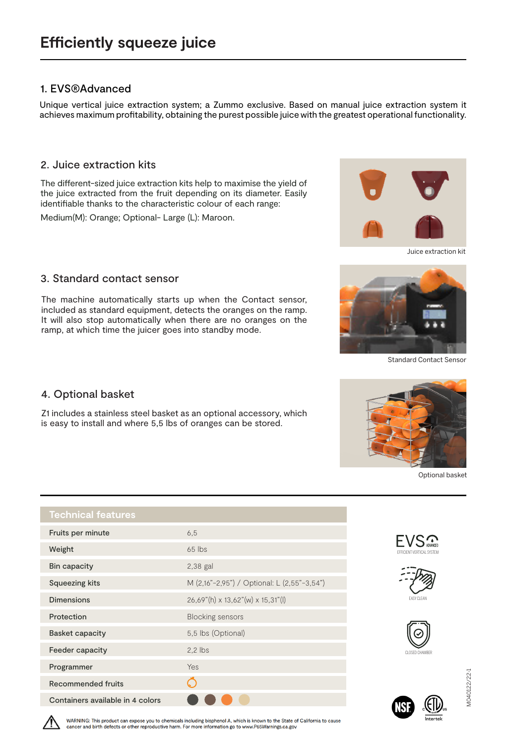# Efficiently squeeze juice

## 1. EVS®Advanced

Unique vertical juice extraction system; a Zummo exclusive. Based on manual juice extraction system it achieves maximum profitability, obtaining the purest possible juice with the greatest operational functionality.

## 2. Juice extraction kits

The different-sized juice extraction kits help to maximise the yield of the juice extracted from the fruit depending on its diameter. Easily identifiable thanks to the characteristic colour of each range:

Medium(M): Orange; Optional- Large (L): Maroon.

Juice extraction kit

## 3. Standard contact sensor

The machine automatically starts up when the Contact sensor, included as standard equipment, detects the oranges on the ramp. It will also stop automatically when there are no oranges on the ramp, at which time the juicer goes into standby mode.

Standard Contact Sensor

## 4. Optional basket

Z1 includes a stainless steel basket as an optional accessory, which is easy to install and where 5,5 lbs of oranges can be stored.

Optional basket

| Technical features | |
|---|---|
| Fruits per minute | 6,5 |
| Weight | 65 lbs |
| Bin capacity | 2,38 gal |
| Squeezing kits | M (2,16"-2,95") / Optional: L (2,55"-3,54") |
| Dimensions | 26,69"(h) x 13,62"(w) x 15,31"(l) |
| Protection | Blocking sensors |
| Basket capacity | 5,5 lbs (Optional) |
| Feeder capacity | 2,2 lbs |
| Programmer | Yes |
| Recommended fruits | |
| Containers available in 4 colors | |

EVS ADVANCED EFFICIENT VERTICAL SYSTEM

EASY CLEAN

CLOSED CHAMBER

NSF

Intertek

M040122/22-1

WARNING: This product can expose you to chemicals including bisphenol A, which is known to the State of California to cause cancer and birth defects or other reproductive harm. For more information go to www.P65Warnings.ca.gov